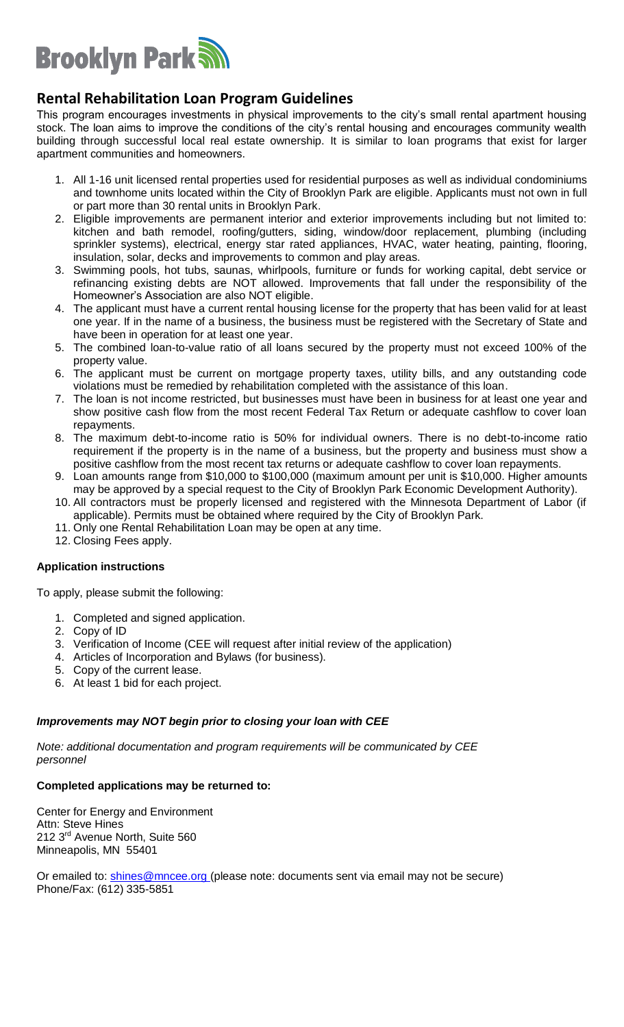# Brooklyn Park

## Rental Rehabilitation Loan Program Guidelines

This program encourages investments in physical improvements to the city's small rental apartment housing stock. The loan aims to improve the conditions of the city's rental housing and encourages community wealth building through successful local real estate ownership. It is similar to loan programs that exist for larger apartment communities and homeowners.

1. All 1-16 unit licensed rental properties used for residential purposes as well as individual condominiums and townhome units located within the City of Brooklyn Park are eligible. Applicants must not own in full or part more than 30 rental units in Brooklyn Park.
2. Eligible improvements are permanent interior and exterior improvements including but not limited to: kitchen and bath remodel, roofing/gutters, siding, window/door replacement, plumbing (including sprinkler systems), electrical, energy star rated appliances, HVAC, water heating, painting, flooring, insulation, solar, decks and improvements to common and play areas.
3. Swimming pools, hot tubs, saunas, whirlpools, furniture or funds for working capital, debt service or refinancing existing debts are NOT allowed. Improvements that fall under the responsibility of the Homeowner's Association are also NOT eligible.
4. The applicant must have a current rental housing license for the property that has been valid for at least one year. If in the name of a business, the business must be registered with the Secretary of State and have been in operation for at least one year.
5. The combined loan-to-value ratio of all loans secured by the property must not exceed 100% of the property value.
6. The applicant must be current on mortgage property taxes, utility bills, and any outstanding code violations must be remedied by rehabilitation completed with the assistance of this loan.
7. The loan is not income restricted, but businesses must have been in business for at least one year and show positive cash flow from the most recent Federal Tax Return or adequate cashflow to cover loan repayments.
8. The maximum debt-to-income ratio is 50% for individual owners. There is no debt-to-income ratio requirement if the property is in the name of a business, but the property and business must show a positive cashflow from the most recent tax returns or adequate cashflow to cover loan repayments.
9. Loan amounts range from $10,000 to $100,000 (maximum amount per unit is $10,000. Higher amounts may be approved by a special request to the City of Brooklyn Park Economic Development Authority).
10. All contractors must be properly licensed and registered with the Minnesota Department of Labor (if applicable). Permits must be obtained where required by the City of Brooklyn Park.
11. Only one Rental Rehabilitation Loan may be open at any time.
12. Closing Fees apply.

**Application instructions**

To apply, please submit the following:

1. Completed and signed application.
2. Copy of ID
3. Verification of Income (CEE will request after initial review of the application)
4. Articles of Incorporation and Bylaws (for business).
5. Copy of the current lease.
6. At least 1 bid for each project.

***Improvements may NOT begin prior to closing your loan with CEE***

*Note: additional documentation and program requirements will be communicated by CEE personnel*

**Completed applications may be returned to:**

Center for Energy and Environment
Attn: Steve Hines
212 3rd Avenue North, Suite 560
Minneapolis, MN 55401

Or emailed to: shines@mncee.org (please note: documents sent via email may not be secure)
Phone/Fax: (612) 335-5851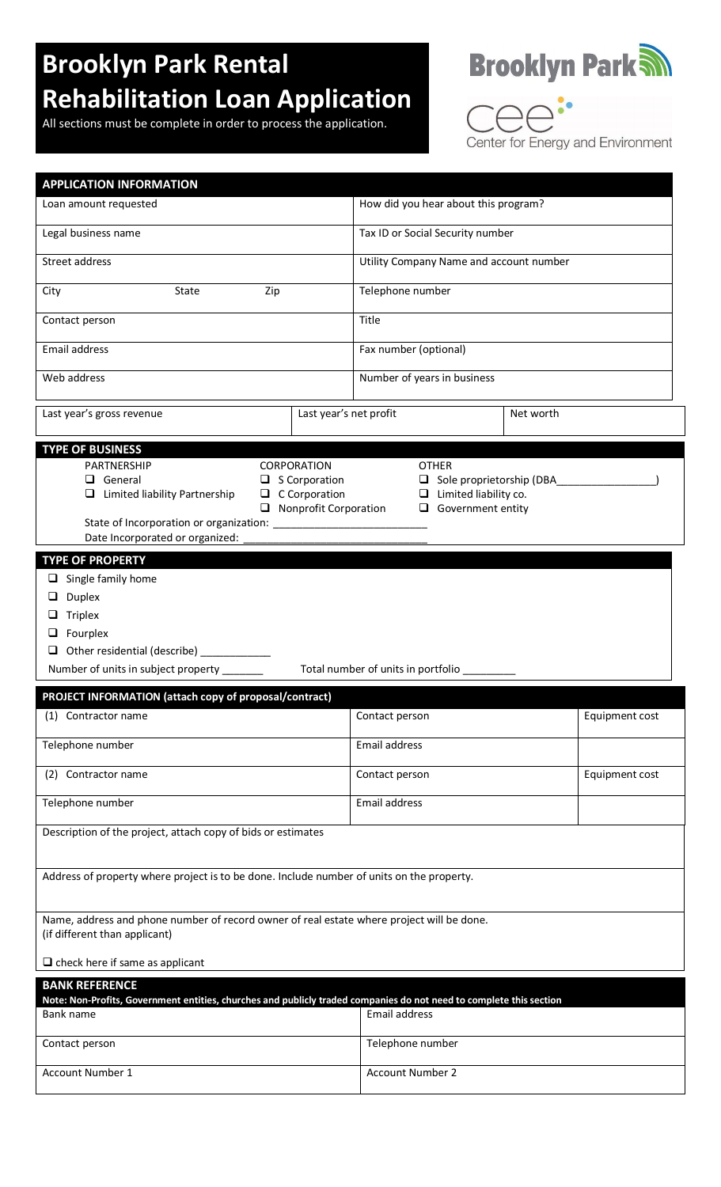# Brooklyn Park Rental Rehabilitation Loan Application

All sections must be complete in order to process the application.

Brooklyn Park

Center for Energy and Environment

## APPLICATION INFORMATION

| | |
|---|---|
| Loan amount requested | How did you hear about this program? |
| Legal business name | Tax ID or Social Security number |
| Street address | Utility Company Name and account number |
| City     State     Zip | Telephone number |
| Contact person | Title |
| Email address | Fax number (optional) |
| Web address | Number of years in business |

| Last year's gross revenue | Last year's net profit | Net worth |
|---|---|---|
| | | |

## TYPE OF BUSINESS

| PARTNERSHIP | CORPORATION | OTHER |
|---|---|---|
| ❑ General | ❑ S Corporation | ❑ Sole proprietorship (DBA_________________) |
| ❑ Limited liability Partnership | ❑ C Corporation | ❑ Limited liability co. |
| | ❑ Nonprofit Corporation | ❑ Government entity |

State of Incorporation or organization: _________________________

Date Incorporated or organized: _______________________________

## TYPE OF PROPERTY

- ❑ Single family home
- ❑ Duplex
- ❑ Triplex
- ❑ Fourplex
- ❑ Other residential (describe) ____________

Number of units in subject property _______     Total number of units in portfolio _________

## PROJECT INFORMATION (attach copy of proposal/contract)

| | | |
|---|---|---|
| (1) Contractor name | Contact person | Equipment cost |
| Telephone number | Email address | |
| (2) Contractor name | Contact person | Equipment cost |
| Telephone number | Email address | |

Description of the project, attach copy of bids or estimates

Address of property where project is to be done. Include number of units on the property.

Name, address and phone number of record owner of real estate where project will be done.
(if different than applicant)

❑ check here if same as applicant

## BANK REFERENCE

**Note: Non-Profits, Government entities, churches and publicly traded companies do not need to complete this section**

| | |
|---|---|
| Bank name | Email address |
| Contact person | Telephone number |
| Account Number 1 | Account Number 2 |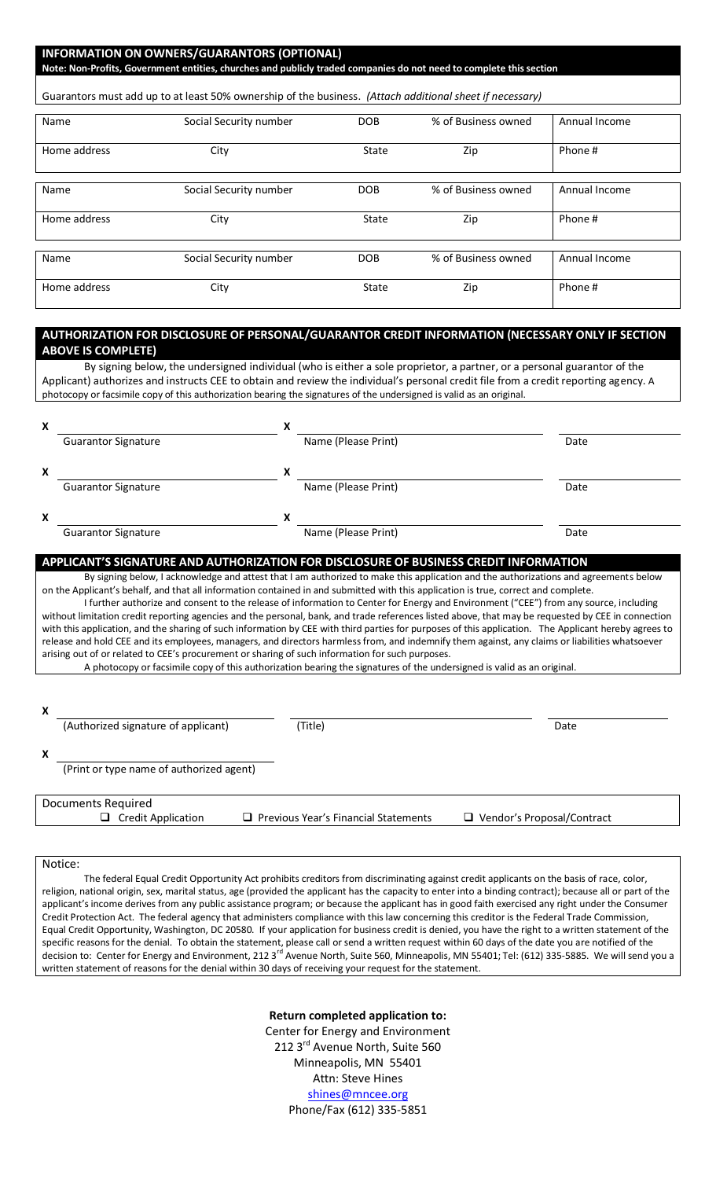## INFORMATION ON OWNERS/GUARANTORS (OPTIONAL)

**Note: Non-Profits, Government entities, churches and publicly traded companies do not need to complete this section**

Guarantors must add up to at least 50% ownership of the business. *(Attach additional sheet if necessary)*

| Name | Social Security number | DOB | % of Business owned | Annual Income |
|---|---|---|---|---|
| Home address | City | State | Zip | Phone # |

| Name | Social Security number | DOB | % of Business owned | Annual Income |
|---|---|---|---|---|
| Home address | City | State | Zip | Phone # |

| Name | Social Security number | DOB | % of Business owned | Annual Income |
|---|---|---|---|---|
| Home address | City | State | Zip | Phone # |

## AUTHORIZATION FOR DISCLOSURE OF PERSONAL/GUARANTOR CREDIT INFORMATION (NECESSARY ONLY IF SECTION ABOVE IS COMPLETE)

By signing below, the undersigned individual (who is either a sole proprietor, a partner, or a personal guarantor of the Applicant) authorizes and instructs CEE to obtain and review the individual's personal credit file from a credit reporting agency. A photocopy or facsimile copy of this authorization bearing the signatures of the undersigned is valid as an original.

| | | |
|---|---|---|
| X ______________________ Guarantor Signature | X ______________________ Name (Please Print) | ______________ Date |
| X ______________________ Guarantor Signature | X ______________________ Name (Please Print) | ______________ Date |
| X ______________________ Guarantor Signature | X ______________________ Name (Please Print) | ______________ Date |

## APPLICANT'S SIGNATURE AND AUTHORIZATION FOR DISCLOSURE OF BUSINESS CREDIT INFORMATION

By signing below, I acknowledge and attest that I am authorized to make this application and the authorizations and agreements below on the Applicant's behalf, and that all information contained in and submitted with this application is true, correct and complete.

I further authorize and consent to the release of information to Center for Energy and Environment ("CEE") from any source, including without limitation credit reporting agencies and the personal, bank, and trade references listed above, that may be requested by CEE in connection with this application, and the sharing of such information by CEE with third parties for purposes of this application. The Applicant hereby agrees to release and hold CEE and its employees, managers, and directors harmless from, and indemnify them against, any claims or liabilities whatsoever arising out of or related to CEE's procurement or sharing of such information for such purposes.

A photocopy or facsimile copy of this authorization bearing the signatures of the undersigned is valid as an original.

X ______________________ (Authorized signature of applicant) ______________________ (Title) ______________ Date

X ______________________ (Print or type name of authorized agent)

**Documents Required**

- ☐ Credit Application
- ☐ Previous Year's Financial Statements
- ☐ Vendor's Proposal/Contract

**Notice:**

The federal Equal Credit Opportunity Act prohibits creditors from discriminating against credit applicants on the basis of race, color, religion, national origin, sex, marital status, age (provided the applicant has the capacity to enter into a binding contract); because all or part of the applicant's income derives from any public assistance program; or because the applicant has in good faith exercised any right under the Consumer Credit Protection Act. The federal agency that administers compliance with this law concerning this creditor is the Federal Trade Commission, Equal Credit Opportunity, Washington, DC 20580. If your application for business credit is denied, you have the right to a written statement of the specific reasons for the denial. To obtain the statement, please call or send a written request within 60 days of the date you are notified of the decision to: Center for Energy and Environment, 212 3rd Avenue North, Suite 560, Minneapolis, MN 55401; Tel: (612) 335-5885. We will send you a written statement of reasons for the denial within 30 days of receiving your request for the statement.

**Return completed application to:**

Center for Energy and Environment
212 3rd Avenue North, Suite 560
Minneapolis, MN 55401
Attn: Steve Hines
shines@mncee.org
Phone/Fax (612) 335-5851